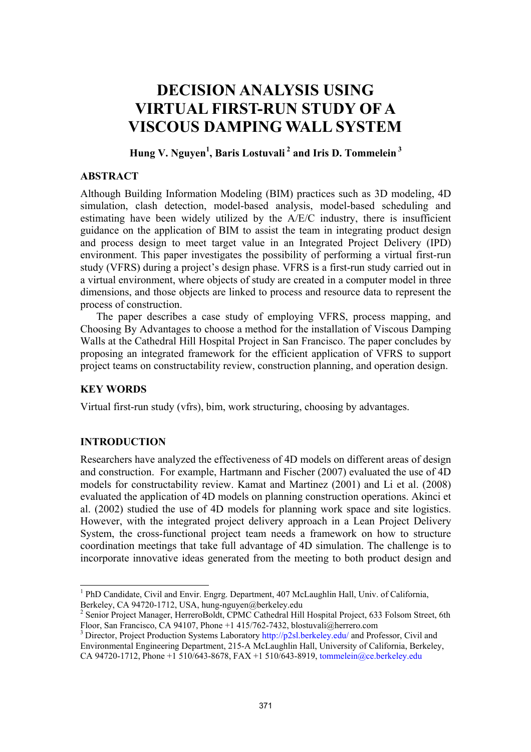# DECISION ANALYSIS USING VIRTUAL FIRST-RUN STUDY OF A VISCOUS DAMPING WALL SYSTEM

**Hung V. Nguyen[1], Baris Lostuvali[2] and Iris D. Tommelein[3]**

## ABSTRACT

Although Building Information Modeling (BIM) practices such as 3D modeling, 4D simulation, clash detection, model-based analysis, model-based scheduling and estimating have been widely utilized by the A/E/C industry, there is insufficient guidance on the application of BIM to assist the team in integrating product design and process design to meet target value in an Integrated Project Delivery (IPD) environment. This paper investigates the possibility of performing a virtual first-run study (VFRS) during a project's design phase. VFRS is a first-run study carried out in a virtual environment, where objects of study are created in a computer model in three dimensions, and those objects are linked to process and resource data to represent the process of construction.

The paper describes a case study of employing VFRS, process mapping, and Choosing By Advantages to choose a method for the installation of Viscous Damping Walls at the Cathedral Hill Hospital Project in San Francisco. The paper concludes by proposing an integrated framework for the efficient application of VFRS to support project teams on constructability review, construction planning, and operation design.

## KEY WORDS

Virtual first-run study (vfrs), bim, work structuring, choosing by advantages.

## INTRODUCTION

Researchers have analyzed the effectiveness of 4D models on different areas of design and construction. For example, Hartmann and Fischer (2007) evaluated the use of 4D models for constructability review. Kamat and Martinez (2001) and Li et al. (2008) evaluated the application of 4D models on planning construction operations. Akinci et al. (2002) studied the use of 4D models for planning work space and site logistics. However, with the integrated project delivery approach in a Lean Project Delivery System, the cross-functional project team needs a framework on how to structure coordination meetings that take full advantage of 4D simulation. The challenge is to incorporate innovative ideas generated from the meeting to both product design and

---

[1] PhD Candidate, Civil and Envir. Engrg. Department, 407 McLaughlin Hall, Univ. of California, Berkeley, CA 94720-1712, USA, hung-nguyen@berkeley.edu

[2] Senior Project Manager, HerreroBoldt, CPMC Cathedral Hill Hospital Project, 633 Folsom Street, 6th Floor, San Francisco, CA 94107, Phone +1 415/762-7432, blostuvali@herrero.com

[3] Director, Project Production Systems Laboratory http://p2sl.berkeley.edu/ and Professor, Civil and Environmental Engineering Department, 215-A McLaughlin Hall, University of California, Berkeley, CA 94720-1712, Phone +1 510/643-8678, FAX +1 510/643-8919, tommelein@ce.berkeley.edu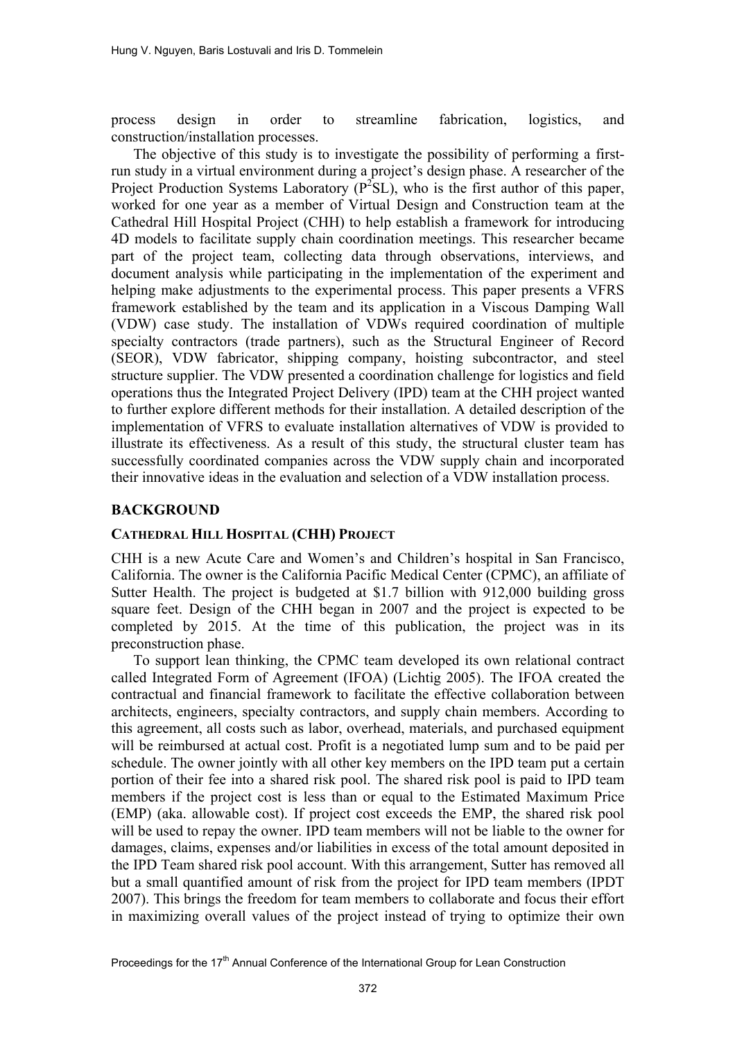process design in order to streamline fabrication, logistics, and construction/installation processes.

The objective of this study is to investigate the possibility of performing a first-run study in a virtual environment during a project's design phase. A researcher of the Project Production Systems Laboratory ($P^2SL$), who is the first author of this paper, worked for one year as a member of Virtual Design and Construction team at the Cathedral Hill Hospital Project (CHH) to help establish a framework for introducing 4D models to facilitate supply chain coordination meetings. This researcher became part of the project team, collecting data through observations, interviews, and document analysis while participating in the implementation of the experiment and helping make adjustments to the experimental process. This paper presents a VFRS framework established by the team and its application in a Viscous Damping Wall (VDW) case study. The installation of VDWs required coordination of multiple specialty contractors (trade partners), such as the Structural Engineer of Record (SEOR), VDW fabricator, shipping company, hoisting subcontractor, and steel structure supplier. The VDW presented a coordination challenge for logistics and field operations thus the Integrated Project Delivery (IPD) team at the CHH project wanted to further explore different methods for their installation. A detailed description of the implementation of VFRS to evaluate installation alternatives of VDW is provided to illustrate its effectiveness. As a result of this study, the structural cluster team has successfully coordinated companies across the VDW supply chain and incorporated their innovative ideas in the evaluation and selection of a VDW installation process.

## BACKGROUND

### CATHEDRAL HILL HOSPITAL (CHH) PROJECT

CHH is a new Acute Care and Women's and Children's hospital in San Francisco, California. The owner is the California Pacific Medical Center (CPMC), an affiliate of Sutter Health. The project is budgeted at \$1.7 billion with 912,000 building gross square feet. Design of the CHH began in 2007 and the project is expected to be completed by 2015. At the time of this publication, the project was in its preconstruction phase.

To support lean thinking, the CPMC team developed its own relational contract called Integrated Form of Agreement (IFOA) (Lichtig 2005). The IFOA created the contractual and financial framework to facilitate the effective collaboration between architects, engineers, specialty contractors, and supply chain members. According to this agreement, all costs such as labor, overhead, materials, and purchased equipment will be reimbursed at actual cost. Profit is a negotiated lump sum and to be paid per schedule. The owner jointly with all other key members on the IPD team put a certain portion of their fee into a shared risk pool. The shared risk pool is paid to IPD team members if the project cost is less than or equal to the Estimated Maximum Price (EMP) (aka. allowable cost). If project cost exceeds the EMP, the shared risk pool will be used to repay the owner. IPD team members will not be liable to the owner for damages, claims, expenses and/or liabilities in excess of the total amount deposited in the IPD Team shared risk pool account. With this arrangement, Sutter has removed all but a small quantified amount of risk from the project for IPD team members (IPDT 2007). This brings the freedom for team members to collaborate and focus their effort in maximizing overall values of the project instead of trying to optimize their own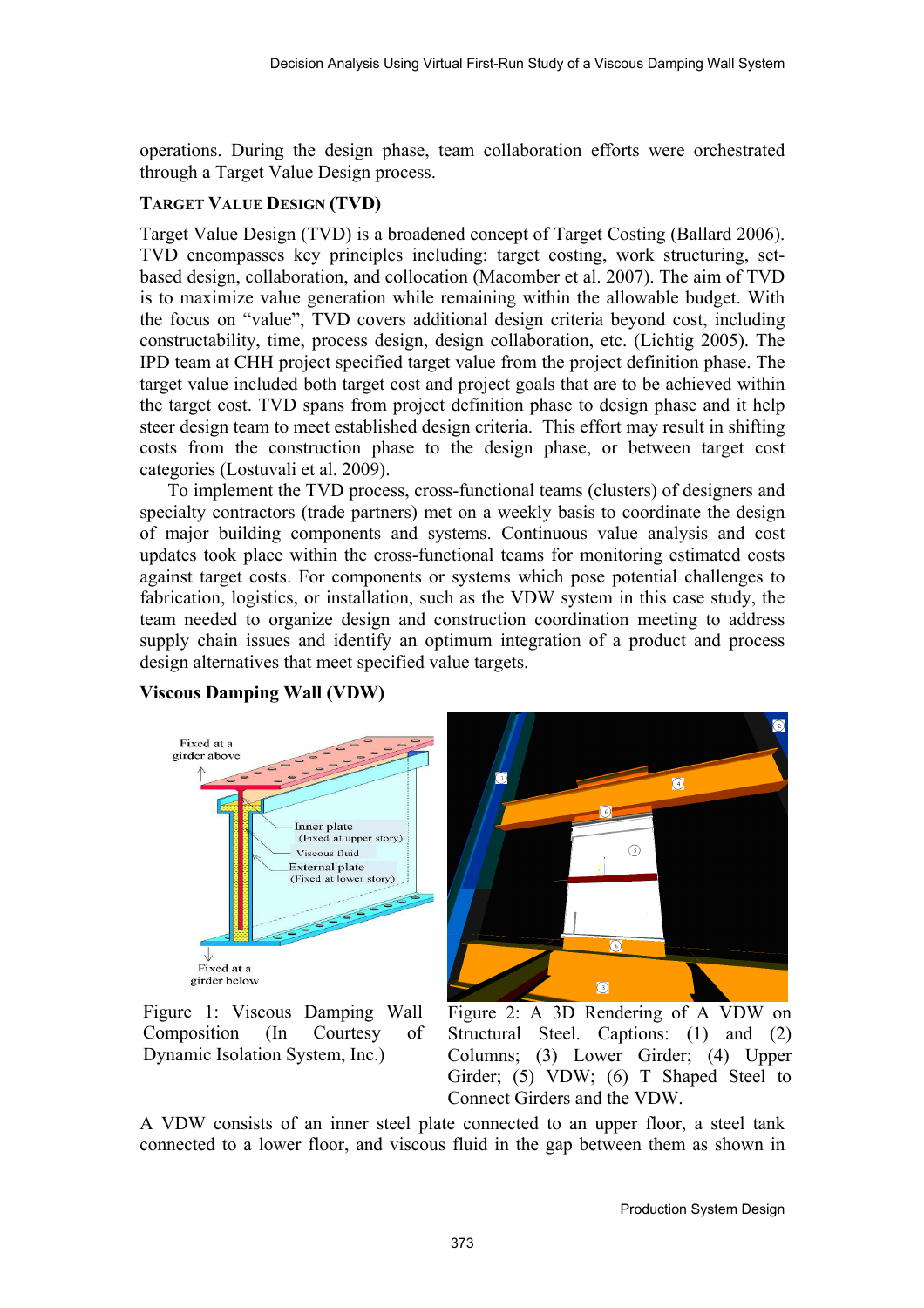operations. During the design phase, team collaboration efforts were orchestrated through a Target Value Design process.

## TARGET VALUE DESIGN (TVD)

Target Value Design (TVD) is a broadened concept of Target Costing (Ballard 2006). TVD encompasses key principles including: target costing, work structuring, set-based design, collaboration, and collocation (Macomber et al. 2007). The aim of TVD is to maximize value generation while remaining within the allowable budget. With the focus on "value", TVD covers additional design criteria beyond cost, including constructability, time, process design, design collaboration, etc. (Lichtig 2005). The IPD team at CHH project specified target value from the project definition phase. The target value included both target cost and project goals that are to be achieved within the target cost. TVD spans from project definition phase to design phase and it help steer design team to meet established design criteria. This effort may result in shifting costs from the construction phase to the design phase, or between target cost categories (Lostuvali et al. 2009).

To implement the TVD process, cross-functional teams (clusters) of designers and specialty contractors (trade partners) met on a weekly basis to coordinate the design of major building components and systems. Continuous value analysis and cost updates took place within the cross-functional teams for monitoring estimated costs against target costs. For components or systems which pose potential challenges to fabrication, logistics, or installation, such as the VDW system in this case study, the team needed to organize design and construction coordination meeting to address supply chain issues and identify an optimum integration of a product and process design alternatives that meet specified value targets.

**Viscous Damping Wall (VDW)**

Figure 1: Viscous Damping Wall Composition (In Courtesy of Dynamic Isolation System, Inc.)

Figure 2: A 3D Rendering of A VDW on Structural Steel. Captions: (1) and (2) Columns; (3) Lower Girder; (4) Upper Girder; (5) VDW; (6) T Shaped Steel to Connect Girders and the VDW.

A VDW consists of an inner steel plate connected to an upper floor, a steel tank connected to a lower floor, and viscous fluid in the gap between them as shown in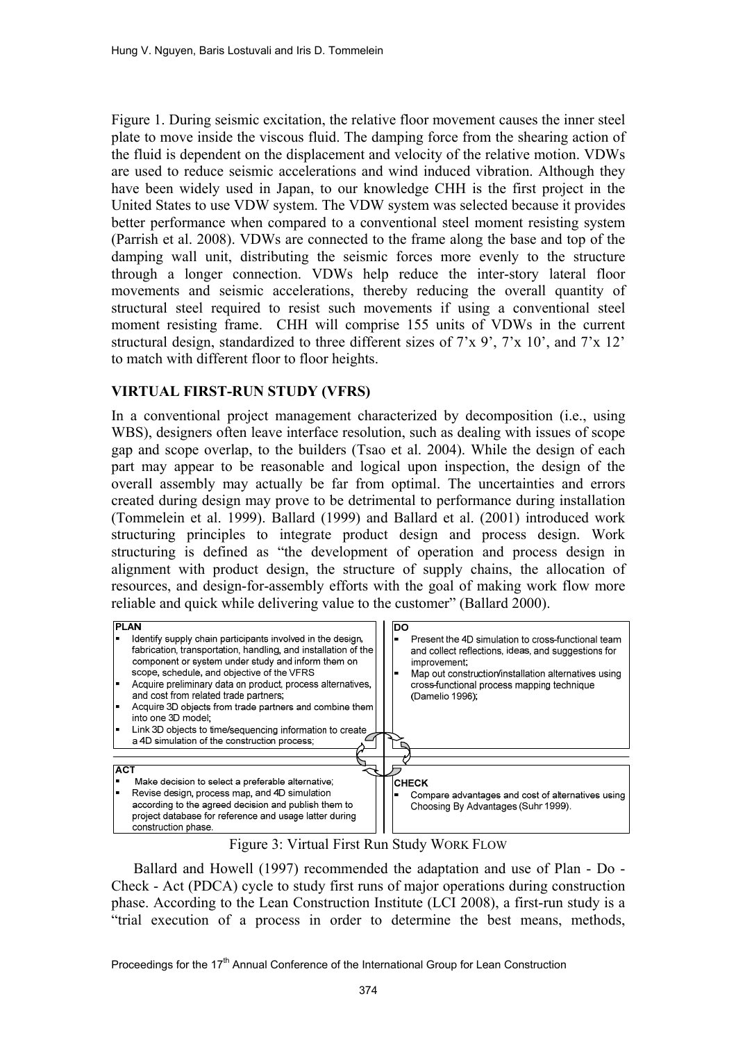Figure 1. During seismic excitation, the relative floor movement causes the inner steel plate to move inside the viscous fluid. The damping force from the shearing action of the fluid is dependent on the displacement and velocity of the relative motion. VDWs are used to reduce seismic accelerations and wind induced vibration. Although they have been widely used in Japan, to our knowledge CHH is the first project in the United States to use VDW system. The VDW system was selected because it provides better performance when compared to a conventional steel moment resisting system (Parrish et al. 2008). VDWs are connected to the frame along the base and top of the damping wall unit, distributing the seismic forces more evenly to the structure through a longer connection. VDWs help reduce the inter-story lateral floor movements and seismic accelerations, thereby reducing the overall quantity of structural steel required to resist such movements if using a conventional steel moment resisting frame. CHH will comprise 155 units of VDWs in the current structural design, standardized to three different sizes of 7'x 9', 7'x 10', and 7'x 12' to match with different floor to floor heights.

## VIRTUAL FIRST-RUN STUDY (VFRS)

In a conventional project management characterized by decomposition (i.e., using WBS), designers often leave interface resolution, such as dealing with issues of scope gap and scope overlap, to the builders (Tsao et al. 2004). While the design of each part may appear to be reasonable and logical upon inspection, the design of the overall assembly may actually be far from optimal. The uncertainties and errors created during design may prove to be detrimental to performance during installation (Tommelein et al. 1999). Ballard (1999) and Ballard et al. (2001) introduced work structuring principles to integrate product design and process design. Work structuring is defined as "the development of operation and process design in alignment with product design, the structure of supply chains, the allocation of resources, and design-for-assembly efforts with the goal of making work flow more reliable and quick while delivering value to the customer" (Ballard 2000).

| PLAN | DO |
|---|---|
| ▪ Identify supply chain participants involved in the design, fabrication, transportation, handling, and installation of the component or system under study and inform them on scope, schedule, and objective of the VFRS<br>▪ Acquire preliminary data on product, process alternatives, and cost from related trade partners;<br>▪ Acquire 3D objects from trade partners and combine them into one 3D model;<br>▪ Link 3D objects to time/sequencing information to create a 4D simulation of the construction process; | ▪ Present the 4D simulation to cross-functional team and collect reflections, ideas, and suggestions for improvement;<br>▪ Map out construction/installation alternatives using cross-functional process mapping technique (Damelio 1996); |
| **ACT** | **CHECK** |
| ▪ Make decision to select a preferable alternative;<br>▪ Revise design, process map, and 4D simulation according to the agreed decision and publish them to project database for reference and usage latter during construction phase. | ▪ Compare advantages and cost of alternatives using Choosing By Advantages (Suhr 1999). |

Figure 3: Virtual First Run Study WORK FLOW

Ballard and Howell (1997) recommended the adaptation and use of Plan - Do - Check - Act (PDCA) cycle to study first runs of major operations during construction phase. According to the Lean Construction Institute (LCI 2008), a first-run study is a "trial execution of a process in order to determine the best means, methods,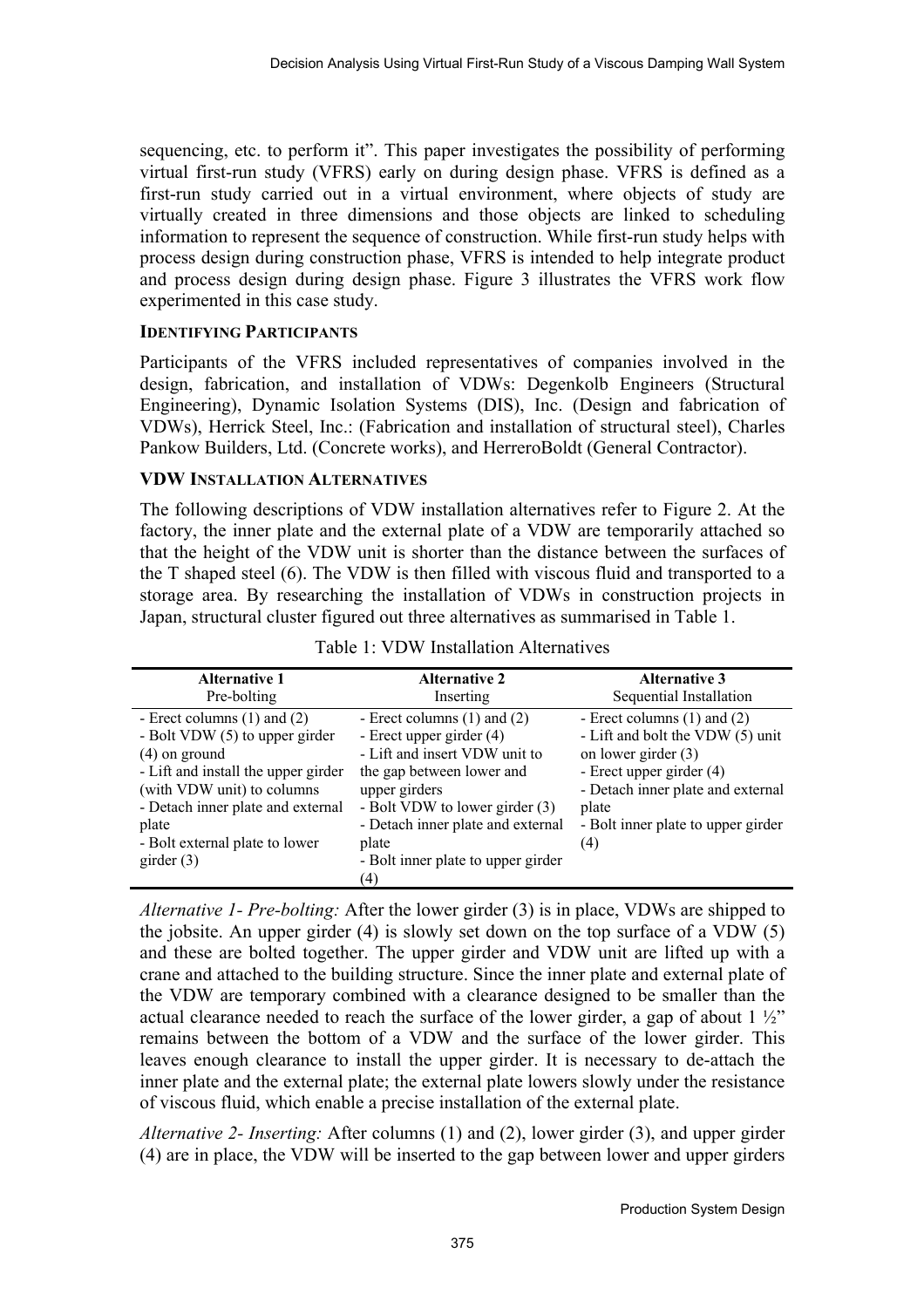sequencing, etc. to perform it". This paper investigates the possibility of performing virtual first-run study (VFRS) early on during design phase. VFRS is defined as a first-run study carried out in a virtual environment, where objects of study are virtually created in three dimensions and those objects are linked to scheduling information to represent the sequence of construction. While first-run study helps with process design during construction phase, VFRS is intended to help integrate product and process design during design phase. Figure 3 illustrates the VFRS work flow experimented in this case study.

### IDENTIFYING PARTICIPANTS

Participants of the VFRS included representatives of companies involved in the design, fabrication, and installation of VDWs: Degenkolb Engineers (Structural Engineering), Dynamic Isolation Systems (DIS), Inc. (Design and fabrication of VDWs), Herrick Steel, Inc.: (Fabrication and installation of structural steel), Charles Pankow Builders, Ltd. (Concrete works), and HerreroBoldt (General Contractor).

### VDW INSTALLATION ALTERNATIVES

The following descriptions of VDW installation alternatives refer to Figure 2. At the factory, the inner plate and the external plate of a VDW are temporarily attached so that the height of the VDW unit is shorter than the distance between the surfaces of the T shaped steel (6). The VDW is then filled with viscous fluid and transported to a storage area. By researching the installation of VDWs in construction projects in Japan, structural cluster figured out three alternatives as summarised in Table 1.

Table 1: VDW Installation Alternatives

| **Alternative 1**<br>Pre-bolting | **Alternative 2**<br>Inserting | **Alternative 3**<br>Sequential Installation |
|---|---|---|
| - Erect columns (1) and (2)<br>- Bolt VDW (5) to upper girder (4) on ground<br>- Lift and install the upper girder (with VDW unit) to columns<br>- Detach inner plate and external plate<br>- Bolt external plate to lower girder (3) | - Erect columns (1) and (2)<br>- Erect upper girder (4)<br>- Lift and insert VDW unit to the gap between lower and upper girders<br>- Bolt VDW to lower girder (3)<br>- Detach inner plate and external plate<br>- Bolt inner plate to upper girder (4) | - Erect columns (1) and (2)<br>- Lift and bolt the VDW (5) unit on lower girder (3)<br>- Erect upper girder (4)<br>- Detach inner plate and external plate<br>- Bolt inner plate to upper girder (4) |

*Alternative 1- Pre-bolting:* After the lower girder (3) is in place, VDWs are shipped to the jobsite. An upper girder (4) is slowly set down on the top surface of a VDW (5) and these are bolted together. The upper girder and VDW unit are lifted up with a crane and attached to the building structure. Since the inner plate and external plate of the VDW are temporary combined with a clearance designed to be smaller than the actual clearance needed to reach the surface of the lower girder, a gap of about 1 ½" remains between the bottom of a VDW and the surface of the lower girder. This leaves enough clearance to install the upper girder. It is necessary to de-attach the inner plate and the external plate; the external plate lowers slowly under the resistance of viscous fluid, which enable a precise installation of the external plate.

*Alternative 2- Inserting:* After columns (1) and (2), lower girder (3), and upper girder (4) are in place, the VDW will be inserted to the gap between lower and upper girders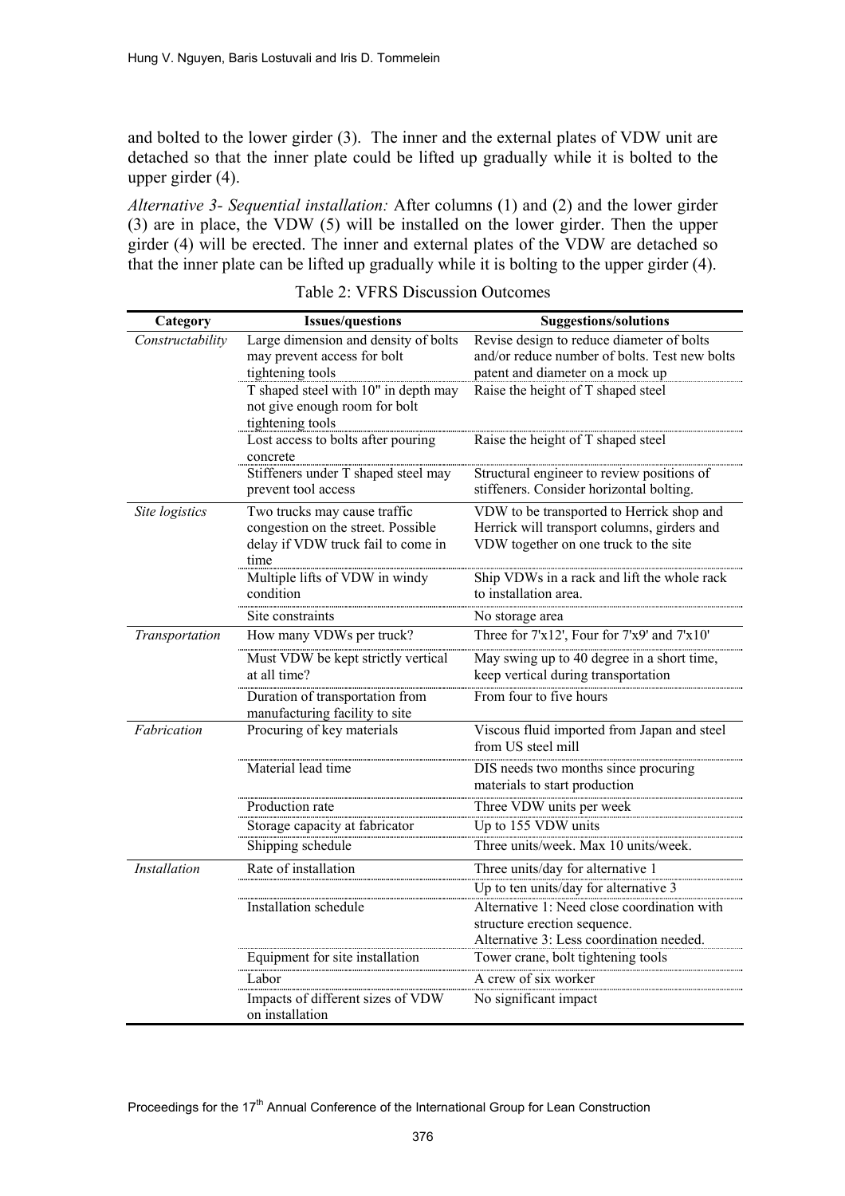and bolted to the lower girder (3). The inner and the external plates of VDW unit are detached so that the inner plate could be lifted up gradually while it is bolted to the upper girder (4).

*Alternative 3- Sequential installation:* After columns (1) and (2) and the lower girder (3) are in place, the VDW (5) will be installed on the lower girder. Then the upper girder (4) will be erected. The inner and external plates of the VDW are detached so that the inner plate can be lifted up gradually while it is bolting to the upper girder (4).

Table 2: VFRS Discussion Outcomes

| Category | Issues/questions | Suggestions/solutions |
|---|---|---|
| *Constructability* | Large dimension and density of bolts may prevent access for bolt tightening tools | Revise design to reduce diameter of bolts and/or reduce number of bolts. Test new bolts patent and diameter on a mock up |
| | T shaped steel with 10" in depth may not give enough room for bolt tightening tools | Raise the height of T shaped steel |
| | Lost access to bolts after pouring concrete | Raise the height of T shaped steel |
| | Stiffeners under T shaped steel may prevent tool access | Structural engineer to review positions of stiffeners. Consider horizontal bolting. |
| *Site logistics* | Two trucks may cause traffic congestion on the street. Possible delay if VDW truck fail to come in time | VDW to be transported to Herrick shop and Herrick will transport columns, girders and VDW together on one truck to the site |
| | Multiple lifts of VDW in windy condition | Ship VDWs in a rack and lift the whole rack to installation area. |
| | Site constraints | No storage area |
| *Transportation* | How many VDWs per truck? | Three for 7'x12', Four for 7'x9' and 7'x10' |
| | Must VDW be kept strictly vertical at all time? | May swing up to 40 degree in a short time, keep vertical during transportation |
| | Duration of transportation from manufacturing facility to site | From four to five hours |
| *Fabrication* | Procuring of key materials | Viscous fluid imported from Japan and steel from US steel mill |
| | Material lead time | DIS needs two months since procuring materials to start production |
| | Production rate | Three VDW units per week |
| | Storage capacity at fabricator | Up to 155 VDW units |
| | Shipping schedule | Three units/week. Max 10 units/week. |
| *Installation* | Rate of installation | Three units/day for alternative 1 |
| | | Up to ten units/day for alternative 3 |
| | Installation schedule | Alternative 1: Need close coordination with structure erection sequence. Alternative 3: Less coordination needed. |
| | Equipment for site installation | Tower crane, bolt tightening tools |
| | Labor | A crew of six worker |
| | Impacts of different sizes of VDW on installation | No significant impact |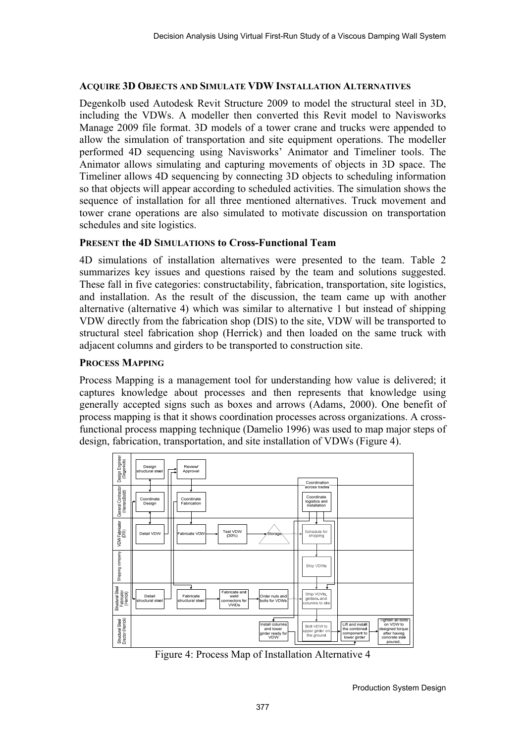### ACQUIRE 3D OBJECTS AND SIMULATE VDW INSTALLATION ALTERNATIVES

Degenkolb used Autodesk Revit Structure 2009 to model the structural steel in 3D, including the VDWs. A modeller then converted this Revit model to Navisworks Manage 2009 file format. 3D models of a tower crane and trucks were appended to allow the simulation of transportation and site equipment operations. The modeller performed 4D sequencing using Navisworks' Animator and Timeliner tools. The Animator allows simulating and capturing movements of objects in 3D space. The Timeliner allows 4D sequencing by connecting 3D objects to scheduling information so that objects will appear according to scheduled activities. The simulation shows the sequence of installation for all three mentioned alternatives. Truck movement and tower crane operations are also simulated to motivate discussion on transportation schedules and site logistics.

### PRESENT the 4D SIMULATIONS to Cross-Functional Team

4D simulations of installation alternatives were presented to the team. Table 2 summarizes key issues and questions raised by the team and solutions suggested. These fall in five categories: constructability, fabrication, transportation, site logistics, and installation. As the result of the discussion, the team came up with another alternative (alternative 4) which was similar to alternative 1 but instead of shipping VDW directly from the fabrication shop (DIS) to the site, VDW will be transported to structural steel fabrication shop (Herrick) and then loaded on the same truck with adjacent columns and girders to be transported to construction site.

### PROCESS MAPPING

Process Mapping is a management tool for understanding how value is delivered; it captures knowledge about processes and then represents that knowledge using generally accepted signs such as boxes and arrows (Adams, 2000). One benefit of process mapping is that it shows coordination processes across organizations. A cross-functional process mapping technique (Damelio 1996) was used to map major steps of design, fabrication, transportation, and site installation of VDWs (Figure 4).

Figure 4: Process Map of Installation Alternative 4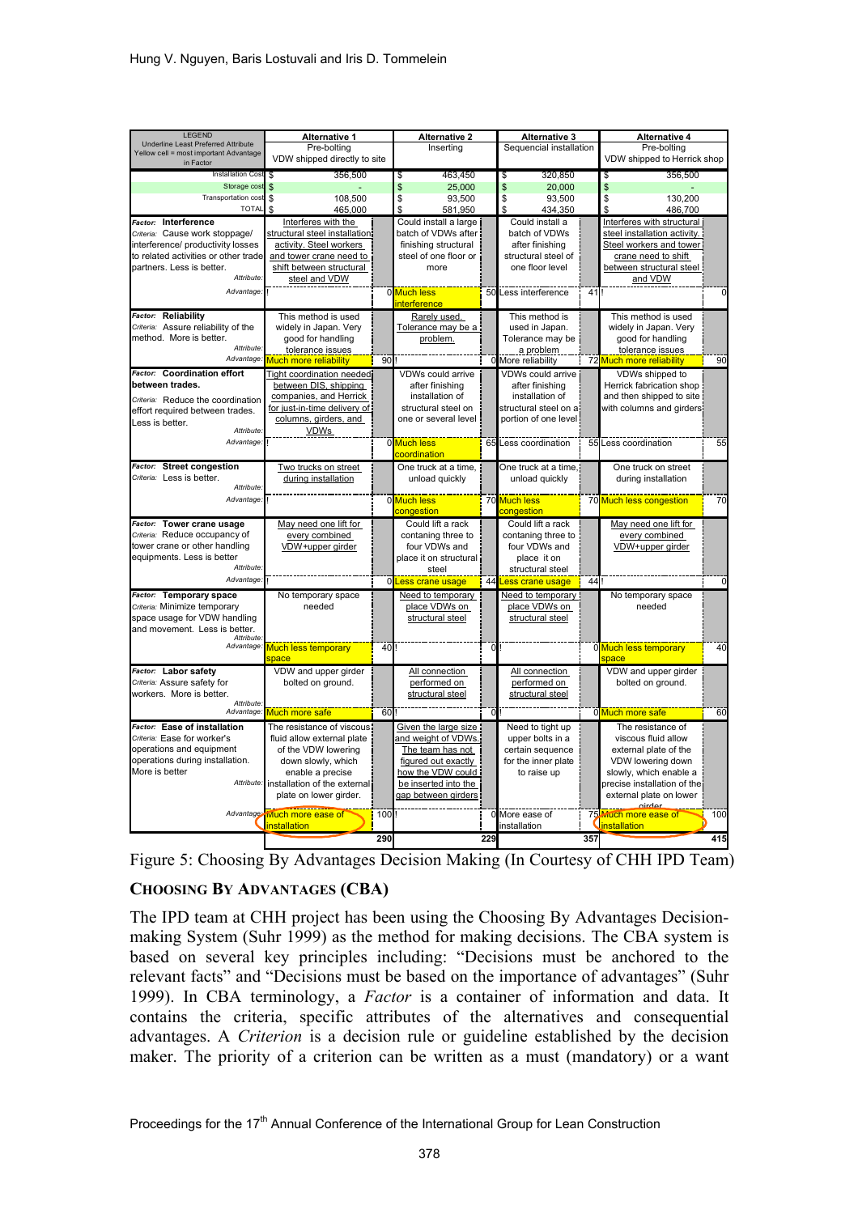| LEGEND Underline Least Preferred Attribute Yellow cell = most important Advantage in Factor | Alternative 1 Pre-bolting VDW shipped directly to site | | Alternative 2 Inserting | | Alternative 3 Sequencial installation | | Alternative 4 Pre-bolting VDW shipped to Herrick shop | |
|---|---|---|---|---|---|---|---|---|
| Installation Cost | $ 356,500 | | $ 463,450 | | $ 320,850 | | $ 356,500 | |
| Storage cost | $ - | | $ 25,000 | | $ 20,000 | | $ - | |
| Transportation cost | $ 108,500 | | $ 93,500 | | $ 93,500 | | $ 130,200 | |
| TOTAL | $ 465,000 | | $ 581,950 | | $ 434,350 | | $ 486,700 | |
| **Factor: Interference** *Criteria:* Cause work stoppage/ interference/ productivity losses to related activities or other trade partners. Less is better. *Attribute:* | Interferes with the structural steel installation activity. Steel workers and tower crane need to shift between structural steel and VDW | | Could install a large batch of VDWs after finishing structural steel of one floor or more | | Could install a batch of VDWs after finishing structural steel of one floor level | | Interferes with structural steel installation activity. Steel workers and tower crane need to shift between structural steel and VDW | |
| *Advantage:* | ! | 0 | Much less interference | 50 | Less interference | 41 | ! | 0 |
| **Factor: Reliability** *Criteria:* Assure reliability of the method. More is better. *Attribute:* | This method is used widely in Japan. Very good for handling tolerance issues | | Rarely used. Tolerance may be a problem. | | This method is used in Japan. Tolerance may be a problem | | This method is used widely in Japan. Very good for handling tolerance issues | |
| *Advantage:* | Much more reliability | 90 | ! | 0 | More reliability | 72 | Much more reliability | 90 |
| **Factor: Coordination effort between trades.** *Criteria:* Reduce the coordination effort required between trades. Less is better. *Attribute:* | Tight coordination needed between DIS, shipping companies, and Herrick for just-in-time delivery of columns, girders, and VDWs | | VDWs could arrive after finishing installation of structural steel on one or several level | | VDWs could arrive after finishing installation of structural steel on a portion of one level | | VDWs shipped to Herrick fabrication shop and then shipped to site with columns and girders | |
| *Advantage:* | ! | 0 | Much less coordination | 65 | Less coordination | 55 | Less coordination | 55 |
| **Factor: Street congestion** *Criteria:* Less is better. *Attribute:* | Two trucks on street during installation | | One truck at a time, unload quickly | | One truck at a time, unload quickly | | One truck on street during installation | |
| *Advantage:* | ! | 0 | Much less congestion | 70 | Much less congestion | 70 | Much less congestion | 70 |
| **Factor: Tower crane usage** *Criteria:* Reduce occupancy of tower crane or other handling equipments. Less is better *Attribute:* | May need one lift for every combined VDW+upper girder | | Could lift a rack contaning three to four VDWs and place it on structural steel | | Could lift a rack contaning three to four VDWs and place it on structural steel | | May need one lift for every combined VDW+upper girder | |
| *Advantage:* | ! | 0 | Less crane usage | 44 | Less crane usage | 44 | ! | 0 |
| **Factor: Temporary space** *Criteria:* Minimize temporary space usage for VDW handling and movement. Less is better. *Attribute:* | No temporary space needed | | Need to temporary place VDWs on structural steel | | Need to temporary place VDWs on structural steel | | No temporary space needed | |
| *Advantage:* | Much less temporary space | 40 | ! | 0 | ! | 0 | Much less temporary space | 40 |
| **Factor: Labor safety** *Criteria:* Assure safety for workers. More is better. *Attribute:* | VDW and upper girder bolted on ground. | | All connection performed on structural steel | | All connection performed on structural steel | | VDW and upper girder bolted on ground. | |
| *Advantage:* | Much more safe | 60 | ! | 0 | ! | 0 | Much more safe | 60 |
| **Factor: Ease of installation** *Criteria:* Ease for worker's operations and equipment operations during installation. More is better *Attribute:* | The resistance of viscous fluid allow external plate of the VDW lowering down slowly, which enable a precise installation of the external plate on lower girder. | | Given the large size and weight of VDWs. The team has not figured out exactly how the VDW could be inserted into the gap between girders | | Need to tight up upper bolts in a certain sequence for the inner plate to raise up | | The resistance of viscous fluid allow external plate of the VDW lowering down slowly, which enable a precise installation of the external plate on lower girder | |
| *Advantage:* | Much more ease of installation | 100 | ! | 0 | More ease of installation | 75 | Much more ease of installation | 100 |
| | | 290 | | 229 | | 357 | | 415 |

Figure 5: Choosing By Advantages Decision Making (In Courtesy of CHH IPD Team)

## CHOOSING BY ADVANTAGES (CBA)

The IPD team at CHH project has been using the Choosing By Advantages Decision-making System (Suhr 1999) as the method for making decisions. The CBA system is based on several key principles including: "Decisions must be anchored to the relevant facts" and "Decisions must be based on the importance of advantages" (Suhr 1999). In CBA terminology, a *Factor* is a container of information and data. It contains the criteria, specific attributes of the alternatives and consequential advantages. A *Criterion* is a decision rule or guideline established by the decision maker. The priority of a criterion can be written as a must (mandatory) or a want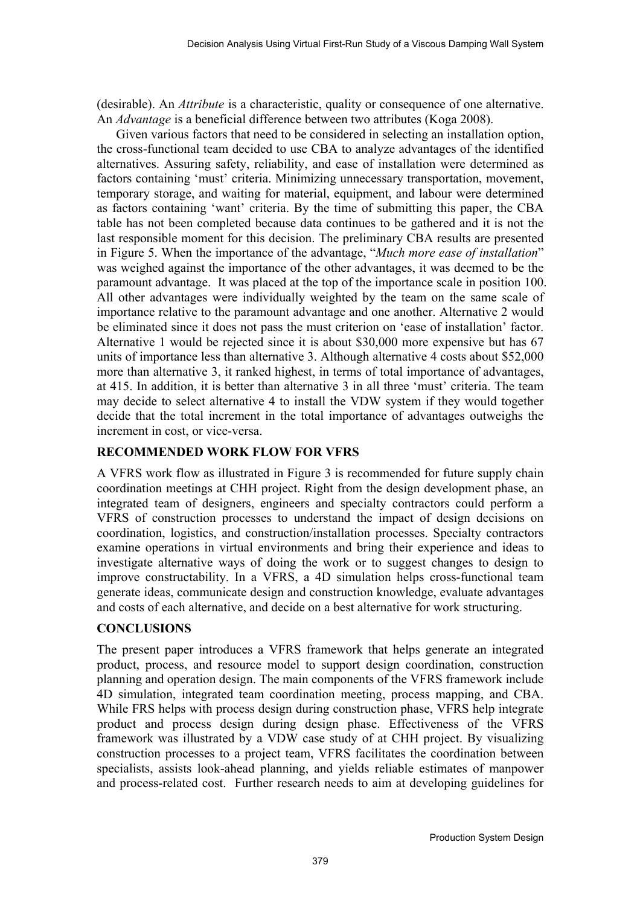(desirable). An *Attribute* is a characteristic, quality or consequence of one alternative. An *Advantage* is a beneficial difference between two attributes (Koga 2008).

Given various factors that need to be considered in selecting an installation option, the cross-functional team decided to use CBA to analyze advantages of the identified alternatives. Assuring safety, reliability, and ease of installation were determined as factors containing 'must' criteria. Minimizing unnecessary transportation, movement, temporary storage, and waiting for material, equipment, and labour were determined as factors containing 'want' criteria. By the time of submitting this paper, the CBA table has not been completed because data continues to be gathered and it is not the last responsible moment for this decision. The preliminary CBA results are presented in Figure 5. When the importance of the advantage, "*Much more ease of installation*" was weighed against the importance of the other advantages, it was deemed to be the paramount advantage. It was placed at the top of the importance scale in position 100. All other advantages were individually weighted by the team on the same scale of importance relative to the paramount advantage and one another. Alternative 2 would be eliminated since it does not pass the must criterion on 'ease of installation' factor. Alternative 1 would be rejected since it is about $30,000 more expensive but has 67 units of importance less than alternative 3. Although alternative 4 costs about $52,000 more than alternative 3, it ranked highest, in terms of total importance of advantages, at 415. In addition, it is better than alternative 3 in all three 'must' criteria. The team may decide to select alternative 4 to install the VDW system if they would together decide that the total increment in the total importance of advantages outweighs the increment in cost, or vice-versa.

## RECOMMENDED WORK FLOW FOR VFRS

A VFRS work flow as illustrated in Figure 3 is recommended for future supply chain coordination meetings at CHH project. Right from the design development phase, an integrated team of designers, engineers and specialty contractors could perform a VFRS of construction processes to understand the impact of design decisions on coordination, logistics, and construction/installation processes. Specialty contractors examine operations in virtual environments and bring their experience and ideas to investigate alternative ways of doing the work or to suggest changes to design to improve constructability. In a VFRS, a 4D simulation helps cross-functional team generate ideas, communicate design and construction knowledge, evaluate advantages and costs of each alternative, and decide on a best alternative for work structuring.

## CONCLUSIONS

The present paper introduces a VFRS framework that helps generate an integrated product, process, and resource model to support design coordination, construction planning and operation design. The main components of the VFRS framework include 4D simulation, integrated team coordination meeting, process mapping, and CBA. While FRS helps with process design during construction phase, VFRS help integrate product and process design during design phase. Effectiveness of the VFRS framework was illustrated by a VDW case study of at CHH project. By visualizing construction processes to a project team, VFRS facilitates the coordination between specialists, assists look-ahead planning, and yields reliable estimates of manpower and process-related cost. Further research needs to aim at developing guidelines for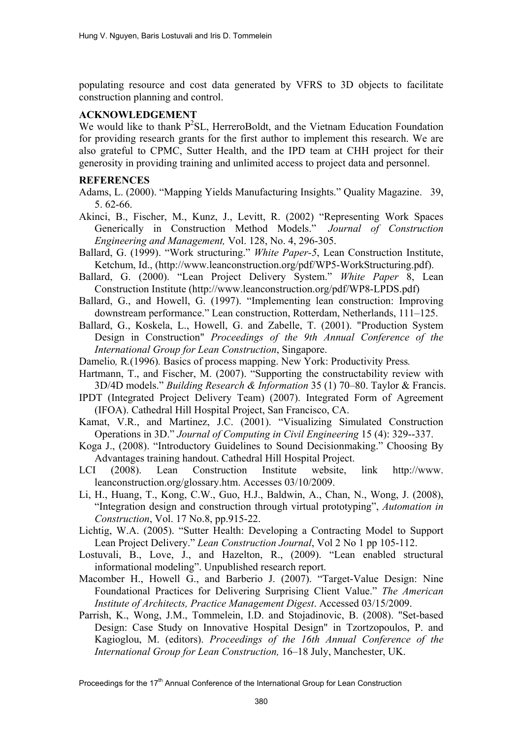populating resource and cost data generated by VFRS to 3D objects to facilitate construction planning and control.

## ACKNOWLEDGEMENT

We would like to thank $P^2SL$, HerreroBoldt, and the Vietnam Education Foundation for providing research grants for the first author to implement this research. We are also grateful to CPMC, Sutter Health, and the IPD team at CHH project for their generosity in providing training and unlimited access to project data and personnel.

## REFERENCES

Adams, L. (2000). "Mapping Yields Manufacturing Insights." Quality Magazine. 39, 5. 62-66.

Akinci, B., Fischer, M., Kunz, J., Levitt, R. (2002) "Representing Work Spaces Generically in Construction Method Models." *Journal of Construction Engineering and Management,* Vol. 128, No. 4, 296-305.

Ballard, G. (1999). "Work structuring." *White Paper-5*, Lean Construction Institute, Ketchum, Id., (http://www.leanconstruction.org/pdf/WP5-WorkStructuring.pdf).

Ballard, G. (2000). "Lean Project Delivery System." *White Paper* 8, Lean Construction Institute (http://www.leanconstruction.org/pdf/WP8-LPDS.pdf)

Ballard, G., and Howell, G. (1997). "Implementing lean construction: Improving downstream performance." Lean construction, Rotterdam, Netherlands, 111–125.

Ballard, G., Koskela, L., Howell, G. and Zabelle, T. (2001). "Production System Design in Construction" *Proceedings of the 9th Annual Conference of the International Group for Lean Construction*, Singapore.

Damelio*,* R*.*(1996)*.* Basics of process mapping. New York: Productivity Press*.*

Hartmann, T., and Fischer, M. (2007). "Supporting the constructability review with 3D/4D models." *Building Research & Information* 35 (1) 70–80. Taylor & Francis.

IPDT (Integrated Project Delivery Team) (2007). Integrated Form of Agreement (IFOA). Cathedral Hill Hospital Project, San Francisco, CA.

Kamat, V.R., and Martinez, J.C. (2001). "Visualizing Simulated Construction Operations in 3D." *Journal of Computing in Civil Engineering* 15 (4): 329--337.

Koga J., (2008). "Introductory Guidelines to Sound Decisionmaking." Choosing By Advantages training handout. Cathedral Hill Hospital Project.

LCI (2008). Lean Construction Institute website, link http://www.leanconstruction.org/glossary.htm. Accesses 03/10/2009.

Li, H., Huang, T., Kong, C.W., Guo, H.J., Baldwin, A., Chan, N., Wong, J. (2008), "Integration design and construction through virtual prototyping", *Automation in Construction*, Vol. 17 No.8, pp.915-22.

Lichtig, W.A. (2005). "Sutter Health: Developing a Contracting Model to Support Lean Project Delivery." *Lean Construction Journal*, Vol 2 No 1 pp 105-112.

Lostuvali, B., Love, J., and Hazelton, R., (2009). "Lean enabled structural informational modeling". Unpublished research report.

Macomber H., Howell G., and Barberio J. (2007). "Target-Value Design: Nine Foundational Practices for Delivering Surprising Client Value." *The American Institute of Architects, Practice Management Digest*. Accessed 03/15/2009.

Parrish, K., Wong, J.M., Tommelein, I.D. and Stojadinovic, B. (2008). "Set-based Design: Case Study on Innovative Hospital Design" in Tzortzopoulos, P. and Kagioglou, M. (editors). *Proceedings of the 16th Annual Conference of the International Group for Lean Construction,* 16–18 July, Manchester, UK.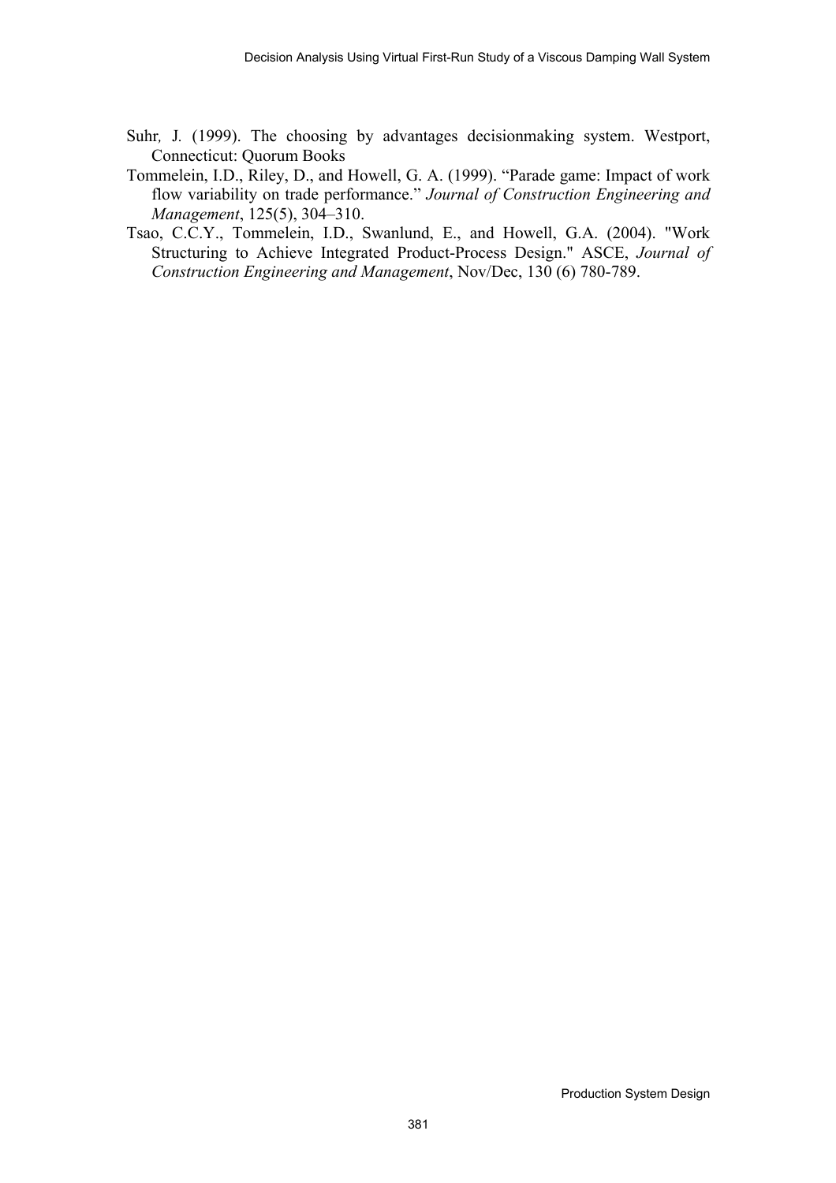Suhr, J. (1999). The choosing by advantages decisionmaking system. Westport, Connecticut: Quorum Books

Tommelein, I.D., Riley, D., and Howell, G. A. (1999). “Parade game: Impact of work flow variability on trade performance.” *Journal of Construction Engineering and Management*, 125(5), 304–310.

Tsao, C.C.Y., Tommelein, I.D., Swanlund, E., and Howell, G.A. (2004). "Work Structuring to Achieve Integrated Product-Process Design." ASCE, *Journal of Construction Engineering and Management*, Nov/Dec, 130 (6) 780-789.